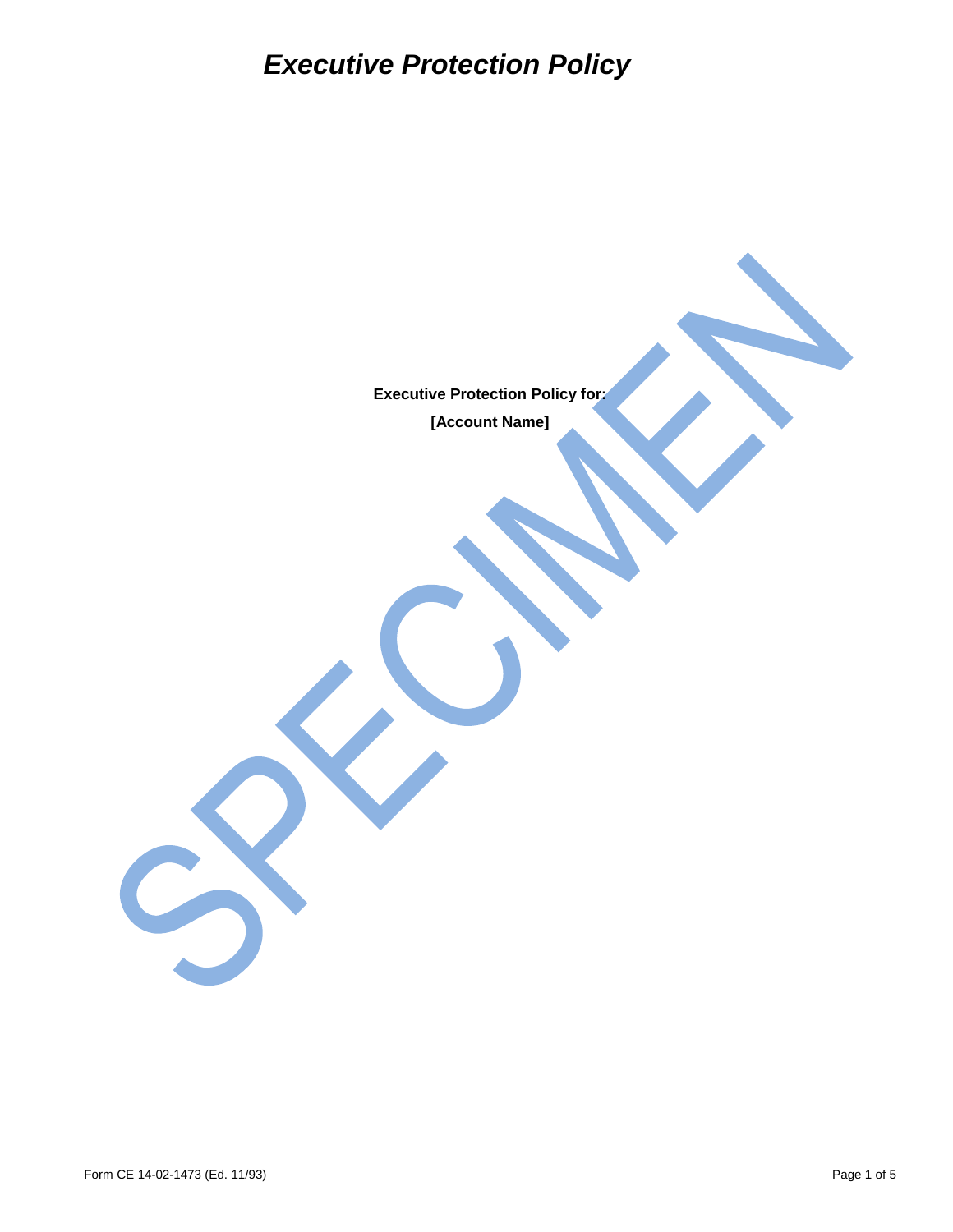# *Executive Protection Policy*

**Executive Protection Policy for:**

**[Account Name]**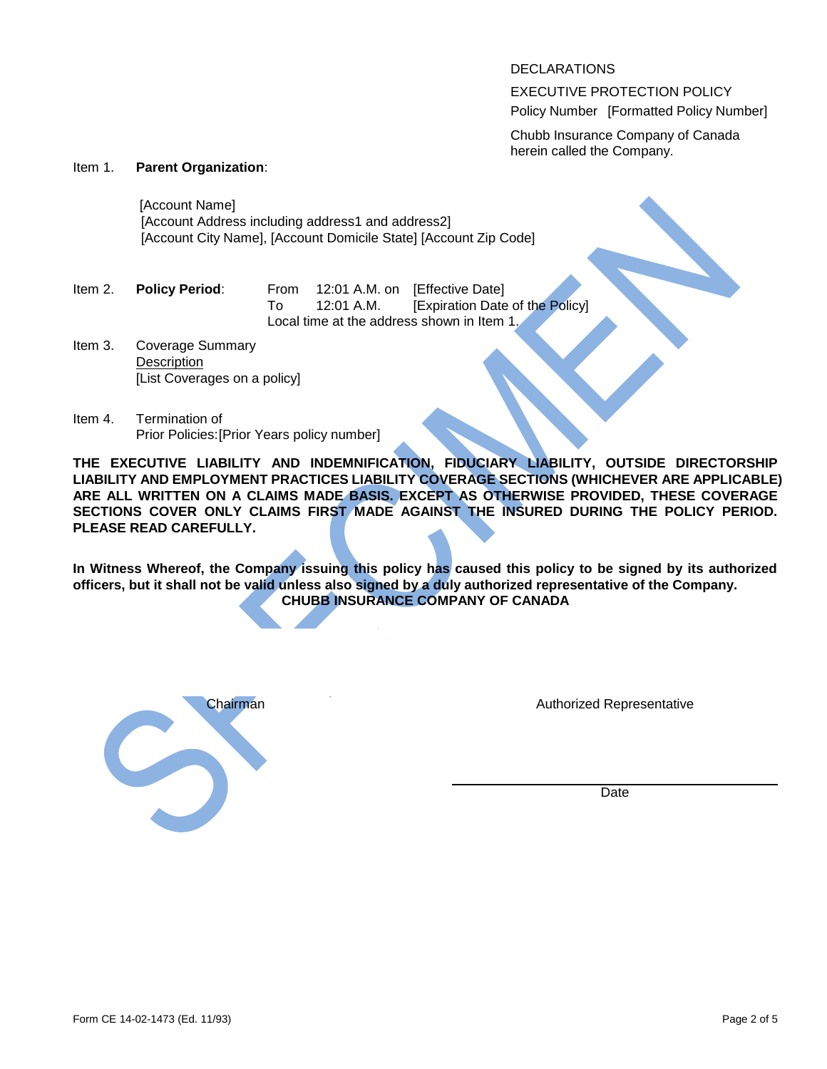DECLARATIONS

EXECUTIVE PROTECTION POLICY

Policy Number [Formatted Policy Number]

Chubb Insurance Company of Canada
herein called the Company.

Item 1. **Parent Organization**:

[Account Name]
[Account Address including address1 and address2]
[Account City Name], [Account Domicile State] [Account Zip Code]

Item 2. **Policy Period**: From 12:01 A.M. on [Effective Date]
To 12:01 A.M. [Expiration Date of the Policy]
Local time at the address shown in Item 1.

Item 3. Coverage Summary
Description
[List Coverages on a policy]

Item 4. Termination of
Prior Policies: [Prior Years policy number]

**THE EXECUTIVE LIABILITY AND INDEMNIFICATION, FIDUCIARY LIABILITY, OUTSIDE DIRECTORSHIP LIABILITY AND EMPLOYMENT PRACTICES LIABILITY COVERAGE SECTIONS (WHICHEVER ARE APPLICABLE) ARE ALL WRITTEN ON A CLAIMS MADE BASIS. EXCEPT AS OTHERWISE PROVIDED, THESE COVERAGE SECTIONS COVER ONLY CLAIMS FIRST MADE AGAINST THE INSURED DURING THE POLICY PERIOD. PLEASE READ CAREFULLY.**

**In Witness Whereof, the Company issuing this policy has caused this policy to be signed by its authorized officers, but it shall not be valid unless also signed by a duly authorized representative of the Company.**

**CHUBB INSURANCE COMPANY OF CANADA**

SPECIMEN

Chairman

Authorized Representative

Date

Form CE 14-02-1473 (Ed. 11/93)